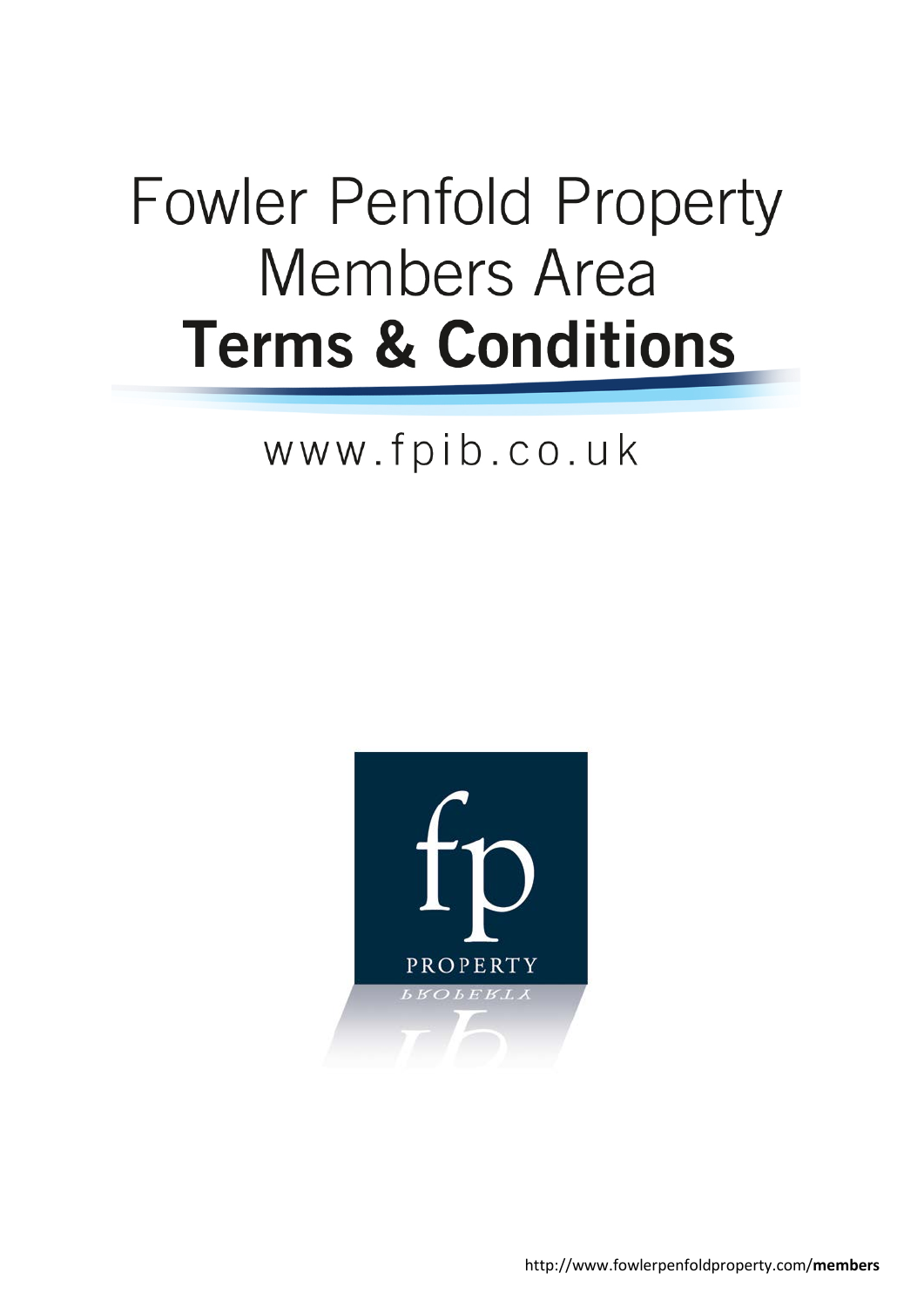# Fowler Penfold Property Members Area Terms & Conditions

www.fpib.co.uk

fp

PROPERTY

http://www.fowlerpenfoldproperty.com/**members**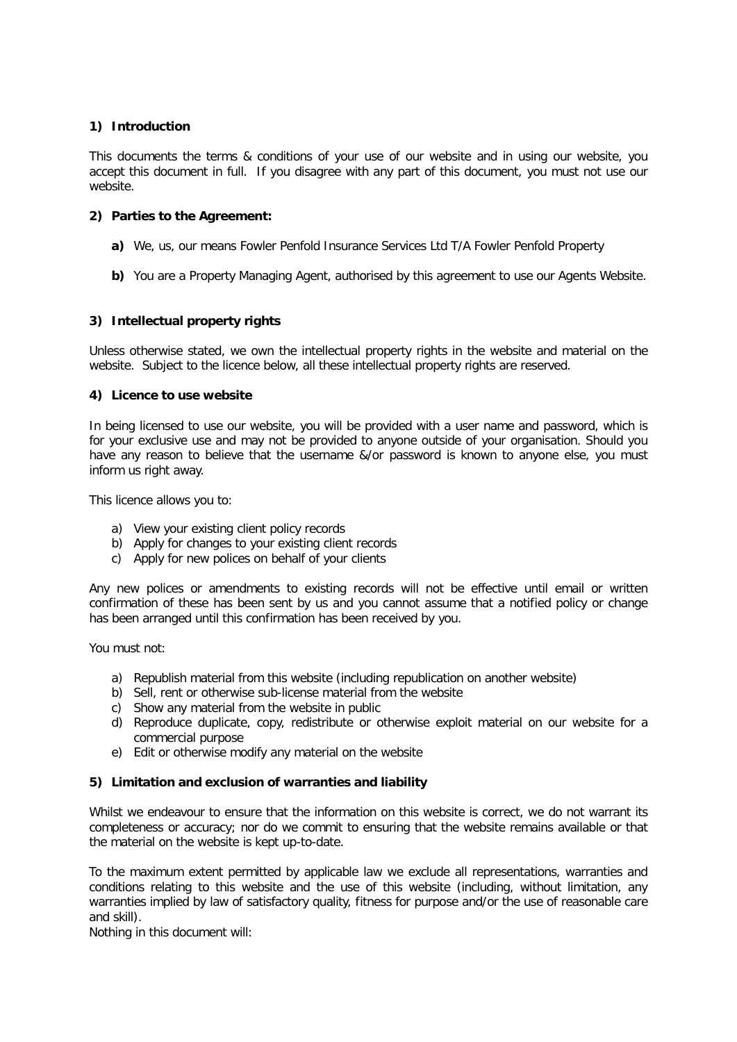**1) Introduction**

This documents the terms & conditions of your use of our website and in using our website, you accept this document in full. If you disagree with any part of this document, you must not use our website.

**2) Parties to the Agreement:**

- **a)** We, us, our means Fowler Penfold Insurance Services Ltd T/A Fowler Penfold Property
- **b)** You are a Property Managing Agent, authorised by this agreement to use our Agents Website.

**3) Intellectual property rights**

Unless otherwise stated, we own the intellectual property rights in the website and material on the website. Subject to the licence below, all these intellectual property rights are reserved.

**4) Licence to use website**

In being licensed to use our website, you will be provided with a user name and password, which is for your exclusive use and may not be provided to anyone outside of your organisation. Should you have any reason to believe that the username &/or password is known to anyone else, you must inform us right away.

This licence allows you to:

a) View your existing client policy records
b) Apply for changes to your existing client records
c) Apply for new polices on behalf of your clients

Any new polices or amendments to existing records will not be effective until email or written confirmation of these has been sent by us and you cannot assume that a notified policy or change has been arranged until this confirmation has been received by you.

You must not:

a) Republish material from this website (including republication on another website)
b) Sell, rent or otherwise sub-license material from the website
c) Show any material from the website in public
d) Reproduce duplicate, copy, redistribute or otherwise exploit material on our website for a commercial purpose
e) Edit or otherwise modify any material on the website

**5) Limitation and exclusion of warranties and liability**

Whilst we endeavour to ensure that the information on this website is correct, we do not warrant its completeness or accuracy; nor do we commit to ensuring that the website remains available or that the material on the website is kept up-to-date.

To the maximum extent permitted by applicable law we exclude all representations, warranties and conditions relating to this website and the use of this website (including, without limitation, any warranties implied by law of satisfactory quality, fitness for purpose and/or the use of reasonable care and skill).

Nothing in this document will: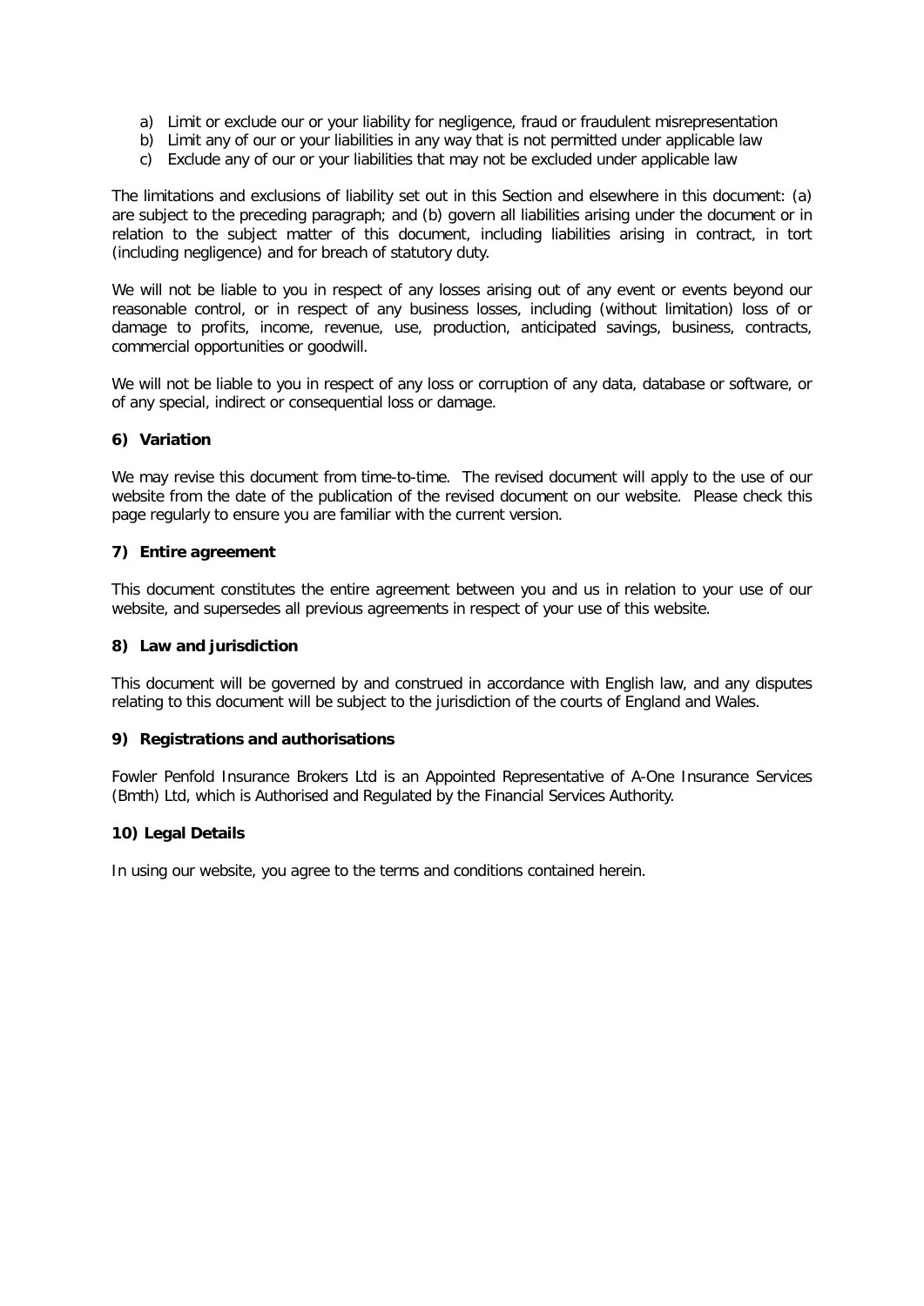a) Limit or exclude our or your liability for negligence, fraud or fraudulent misrepresentation
b) Limit any of our or your liabilities in any way that is not permitted under applicable law
c) Exclude any of our or your liabilities that may not be excluded under applicable law

The limitations and exclusions of liability set out in this Section and elsewhere in this document: (a) are subject to the preceding paragraph; and (b) govern all liabilities arising under the document or in relation to the subject matter of this document, including liabilities arising in contract, in tort (including negligence) and for breach of statutory duty.

We will not be liable to you in respect of any losses arising out of any event or events beyond our reasonable control, or in respect of any business losses, including (without limitation) loss of or damage to profits, income, revenue, use, production, anticipated savings, business, contracts, commercial opportunities or goodwill.

We will not be liable to you in respect of any loss or corruption of any data, database or software, or of any special, indirect or consequential loss or damage.

**6) Variation**

We may revise this document from time-to-time. The revised document will apply to the use of our website from the date of the publication of the revised document on our website. Please check this page regularly to ensure you are familiar with the current version.

**7) Entire agreement**

This document constitutes the entire agreement between you and us in relation to your use of our website, and supersedes all previous agreements in respect of your use of this website.

**8) Law and jurisdiction**

This document will be governed by and construed in accordance with English law, and any disputes relating to this document will be subject to the jurisdiction of the courts of England and Wales.

**9) Registrations and authorisations**

Fowler Penfold Insurance Brokers Ltd is an Appointed Representative of A-One Insurance Services (Bmth) Ltd, which is Authorised and Regulated by the Financial Services Authority.

**10) Legal Details**

In using our website, you agree to the terms and conditions contained herein.